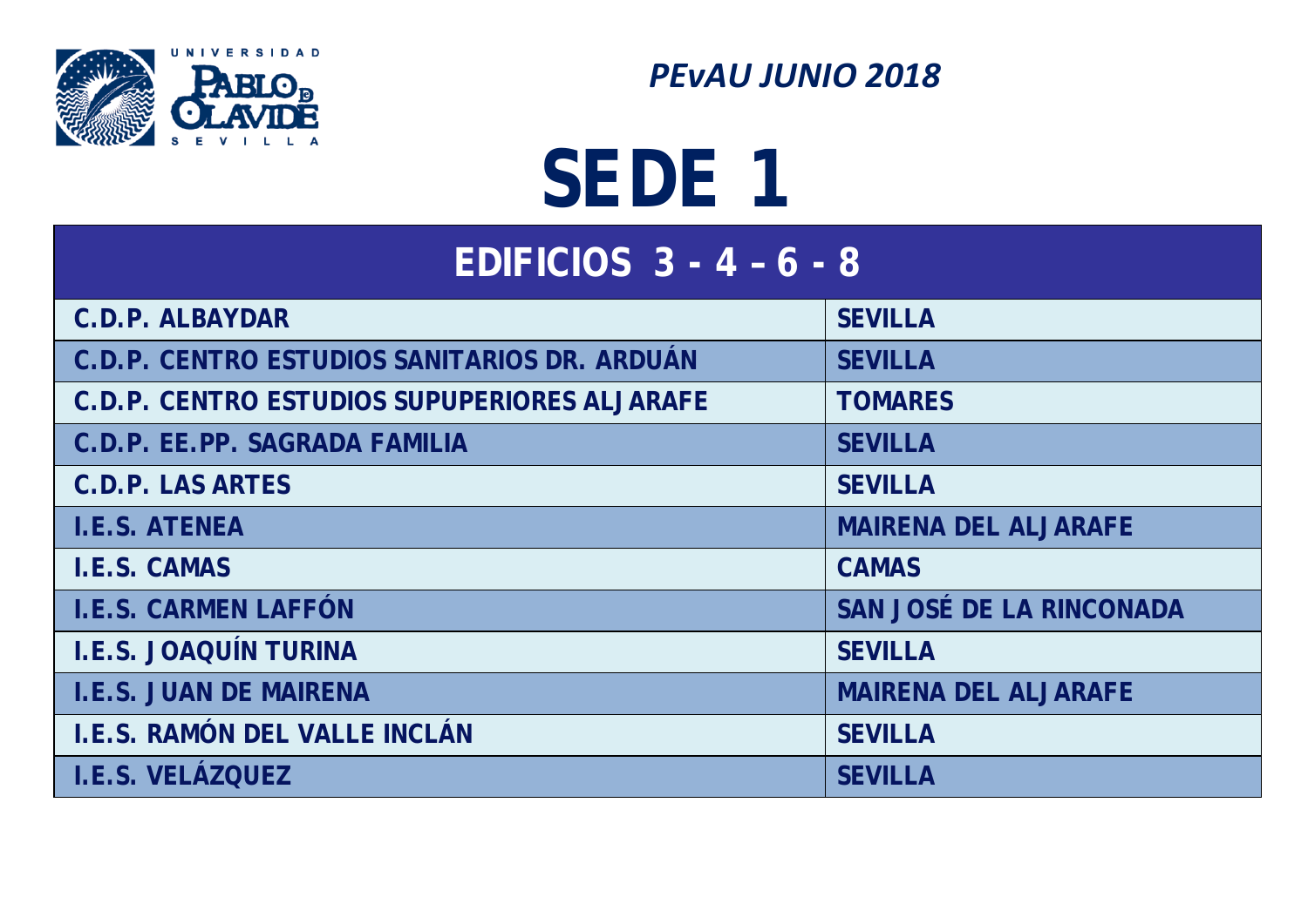*PEvAU JUNIO 2018*

# SEDE 1

| EDIFICIOS 3 - 4 – 6 - 8 | |
|---|---|
| C.D.P. ALBAYDAR | SEVILLA |
| C.D.P. CENTRO ESTUDIOS SANITARIOS DR. ARDUÁN | SEVILLA |
| C.D.P. CENTRO ESTUDIOS SUPUPERIORES ALJARAFE | TOMARES |
| C.D.P. EE.PP. SAGRADA FAMILIA | SEVILLA |
| C.D.P. LAS ARTES | SEVILLA |
| I.E.S. ATENEA | MAIRENA DEL ALJARAFE |
| I.E.S. CAMAS | CAMAS |
| I.E.S. CARMEN LAFFÓN | SAN JOSÉ DE LA RINCONADA |
| I.E.S. JOAQUÍN TURINA | SEVILLA |
| I.E.S. JUAN DE MAIRENA | MAIRENA DEL ALJARAFE |
| I.E.S. RAMÓN DEL VALLE INCLÁN | SEVILLA |
| I.E.S. VELÁZQUEZ | SEVILLA |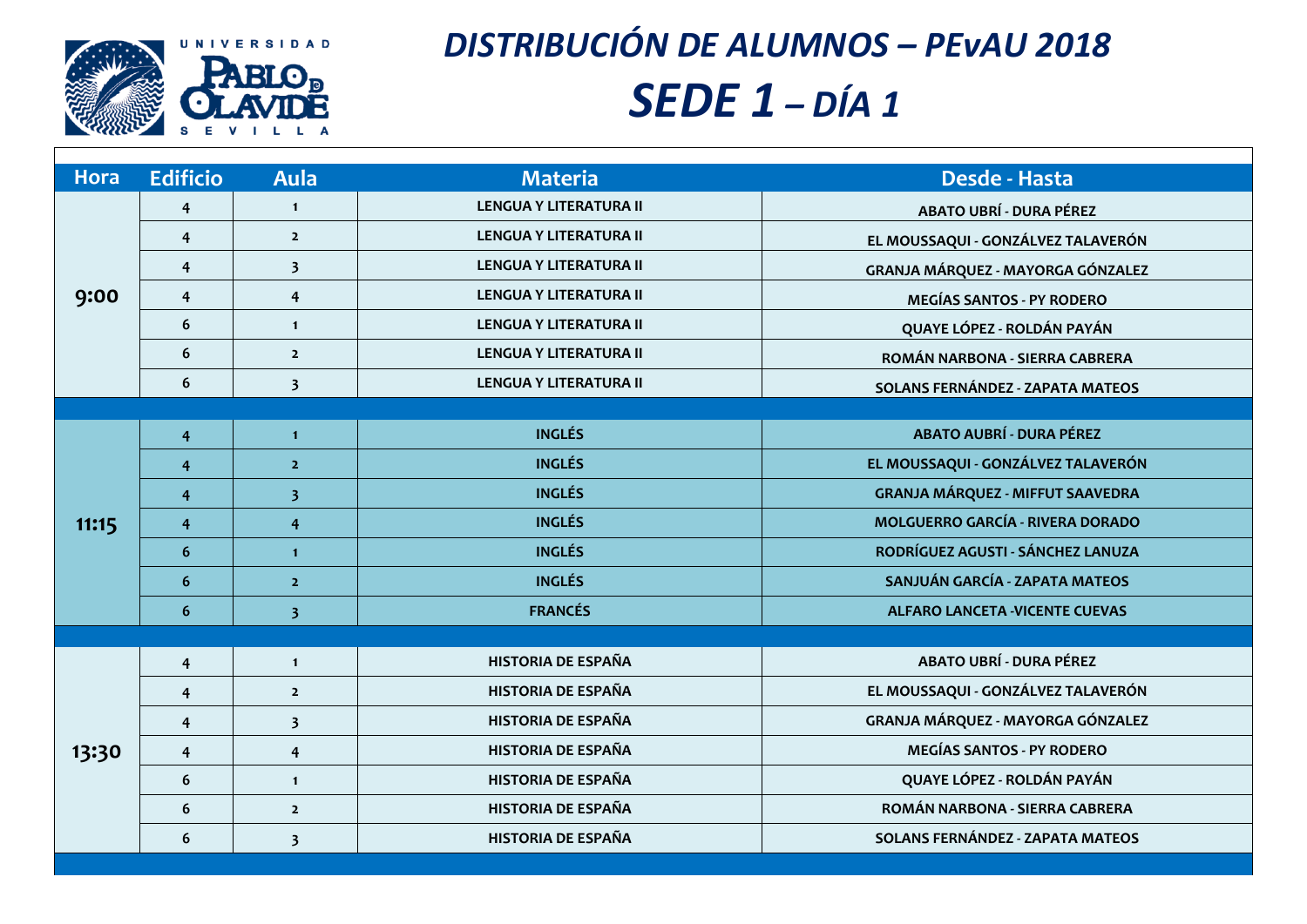UNIVERSIDAD PABLO DE OLAVIDE SEVILLA

# *DISTRIBUCIÓN DE ALUMNOS – PEvAU 2018*
# *SEDE 1 – DÍA 1*

| Hora | Edificio | Aula | Materia | Desde - Hasta |
|---|---|---|---|---|
| 9:00 | 4 | 1 | LENGUA Y LITERATURA II | ABATO UBRÍ - DURA PÉREZ |
| | 4 | 2 | LENGUA Y LITERATURA II | EL MOUSSAQUI - GONZÁLVEZ TALAVERÓN |
| | 4 | 3 | LENGUA Y LITERATURA II | GRANJA MÁRQUEZ - MAYORGA GÓNZALEZ |
| | 4 | 4 | LENGUA Y LITERATURA II | MEGÍAS SANTOS - PY RODERO |
| | 6 | 1 | LENGUA Y LITERATURA II | QUAYE LÓPEZ - ROLDÁN PAYÁN |
| | 6 | 2 | LENGUA Y LITERATURA II | ROMÁN NARBONA - SIERRA CABRERA |
| | 6 | 3 | LENGUA Y LITERATURA II | SOLANS FERNÁNDEZ - ZAPATA MATEOS |
| 11:15 | 4 | 1 | INGLÉS | ABATO AUBRÍ - DURA PÉREZ |
| | 4 | 2 | INGLÉS | EL MOUSSAQUI - GONZÁLVEZ TALAVERÓN |
| | 4 | 3 | INGLÉS | GRANJA MÁRQUEZ - MIFFUT SAAVEDRA |
| | 4 | 4 | INGLÉS | MOLGUERRO GARCÍA - RIVERA DORADO |
| | 6 | 1 | INGLÉS | RODRÍGUEZ AGUSTI - SÁNCHEZ LANUZA |
| | 6 | 2 | INGLÉS | SANJUÁN GARCÍA - ZAPATA MATEOS |
| | 6 | 3 | FRANCÉS | ALFARO LANCETA -VICENTE CUEVAS |
| 13:30 | 4 | 1 | HISTORIA DE ESPAÑA | ABATO UBRÍ - DURA PÉREZ |
| | 4 | 2 | HISTORIA DE ESPAÑA | EL MOUSSAQUI - GONZÁLVEZ TALAVERÓN |
| | 4 | 3 | HISTORIA DE ESPAÑA | GRANJA MÁRQUEZ - MAYORGA GÓNZALEZ |
| | 4 | 4 | HISTORIA DE ESPAÑA | MEGÍAS SANTOS - PY RODERO |
| | 6 | 1 | HISTORIA DE ESPAÑA | QUAYE LÓPEZ - ROLDÁN PAYÁN |
| | 6 | 2 | HISTORIA DE ESPAÑA | ROMÁN NARBONA - SIERRA CABRERA |
| | 6 | 3 | HISTORIA DE ESPAÑA | SOLANS FERNÁNDEZ - ZAPATA MATEOS |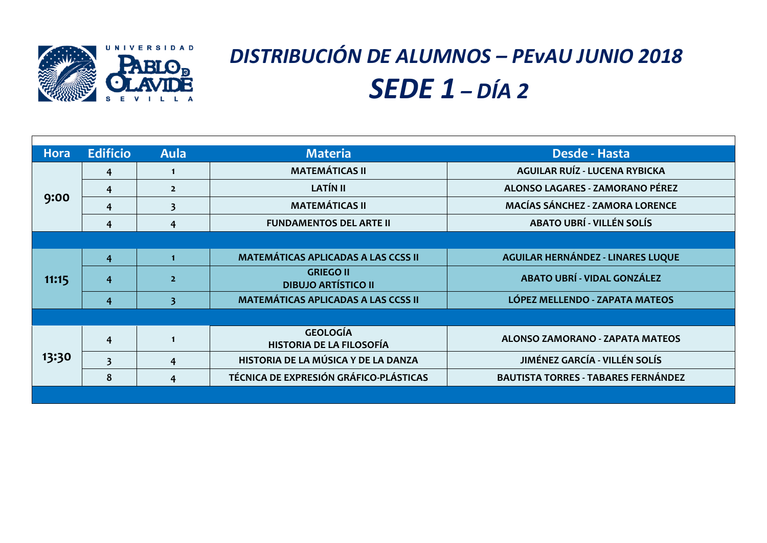# *DISTRIBUCIÓN DE ALUMNOS – PEvAU JUNIO 2018*

# *SEDE 1 – DÍA 2*

| Hora | Edificio | Aula | Materia | Desde - Hasta |
|---|---|---|---|---|
| 9:00 | 4 | 1 | MATEMÁTICAS II | AGUILAR RUÍZ - LUCENA RYBICKA |
| | 4 | 2 | LATÍN II | ALONSO LAGARES - ZAMORANO PÉREZ |
| | 4 | 3 | MATEMÁTICAS II | MACÍAS SÁNCHEZ - ZAMORA LORENCE |
| | 4 | 4 | FUNDAMENTOS DEL ARTE II | ABATO UBRÍ - VILLÉN SOLÍS |
| 11:15 | 4 | 1 | MATEMÁTICAS APLICADAS A LAS CCSS II | AGUILAR HERNÁNDEZ - LINARES LUQUE |
| | 4 | 2 | GRIEGO II<br>DIBUJO ARTÍSTICO II | ABATO UBRÍ - VIDAL GONZÁLEZ |
| | 4 | 3 | MATEMÁTICAS APLICADAS A LAS CCSS II | LÓPEZ MELLENDO - ZAPATA MATEOS |
| 13:30 | 4 | 1 | GEOLOGÍA<br>HISTORIA DE LA FILOSOFÍA | ALONSO ZAMORANO - ZAPATA MATEOS |
| | 3 | 4 | HISTORIA DE LA MÚSICA Y DE LA DANZA | JIMÉNEZ GARCÍA - VILLÉN SOLÍS |
| | 8 | 4 | TÉCNICA DE EXPRESIÓN GRÁFICO-PLÁSTICAS | BAUTISTA TORRES - TABARES FERNÁNDEZ |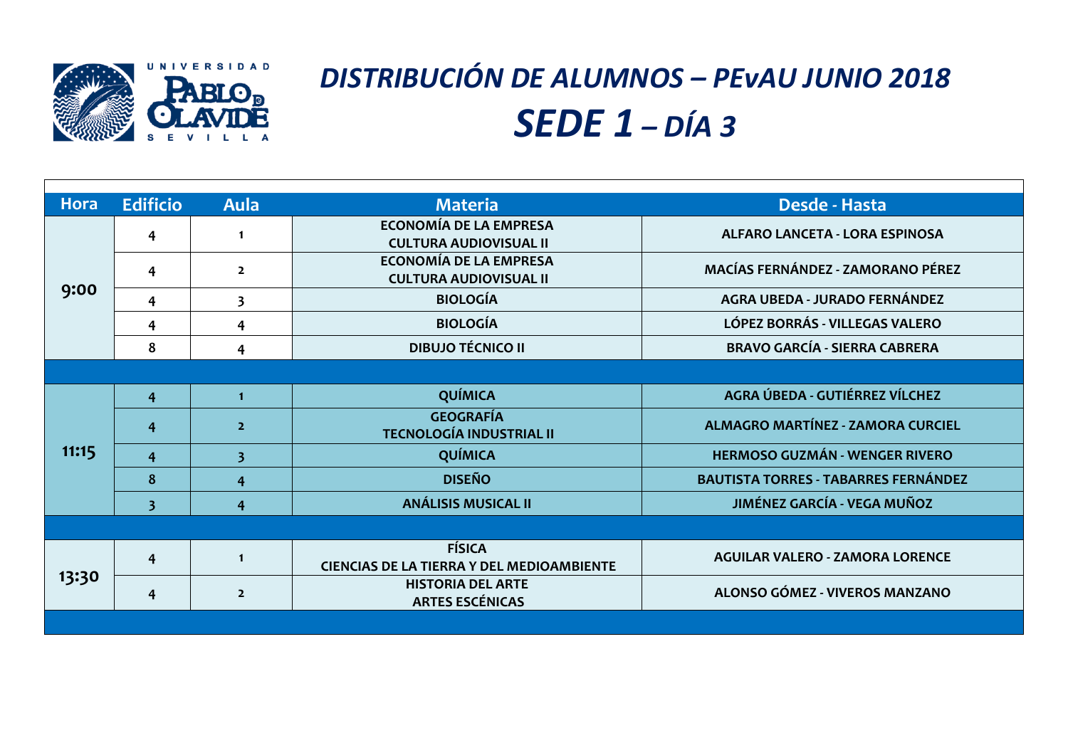# *DISTRIBUCIÓN DE ALUMNOS – PEvAU JUNIO 2018*

# *SEDE 1 – DÍA 3*

| Hora | Edificio | Aula | Materia | Desde - Hasta |
|---|---|---|---|---|
| 9:00 | 4 | 1 | ECONOMÍA DE LA EMPRESA<br>CULTURA AUDIOVISUAL II | ALFARO LANCETA - LORA ESPINOSA |
| | 4 | 2 | ECONOMÍA DE LA EMPRESA<br>CULTURA AUDIOVISUAL II | MACÍAS FERNÁNDEZ - ZAMORANO PÉREZ |
| | 4 | 3 | BIOLOGÍA | AGRA UBEDA - JURADO FERNÁNDEZ |
| | 4 | 4 | BIOLOGÍA | LÓPEZ BORRÁS - VILLEGAS VALERO |
| | 8 | 4 | DIBUJO TÉCNICO II | BRAVO GARCÍA - SIERRA CABRERA |
| 11:15 | 4 | 1 | QUÍMICA | AGRA ÚBEDA - GUTIÉRREZ VÍLCHEZ |
| | 4 | 2 | GEOGRAFÍA<br>TECNOLOGÍA INDUSTRIAL II | ALMAGRO MARTÍNEZ - ZAMORA CURCIEL |
| | 4 | 3 | QUÍMICA | HERMOSO GUZMÁN - WENGER RIVERO |
| | 8 | 4 | DISEÑO | BAUTISTA TORRES - TABARRES FERNÁNDEZ |
| | 3 | 4 | ANÁLISIS MUSICAL II | JIMÉNEZ GARCÍA - VEGA MUÑOZ |
| 13:30 | 4 | 1 | FÍSICA<br>CIENCIAS DE LA TIERRA Y DEL MEDIOAMBIENTE | AGUILAR VALERO - ZAMORA LORENCE |
| | 4 | 2 | HISTORIA DEL ARTE<br>ARTES ESCÉNICAS | ALONSO GÓMEZ - VIVEROS MANZANO |